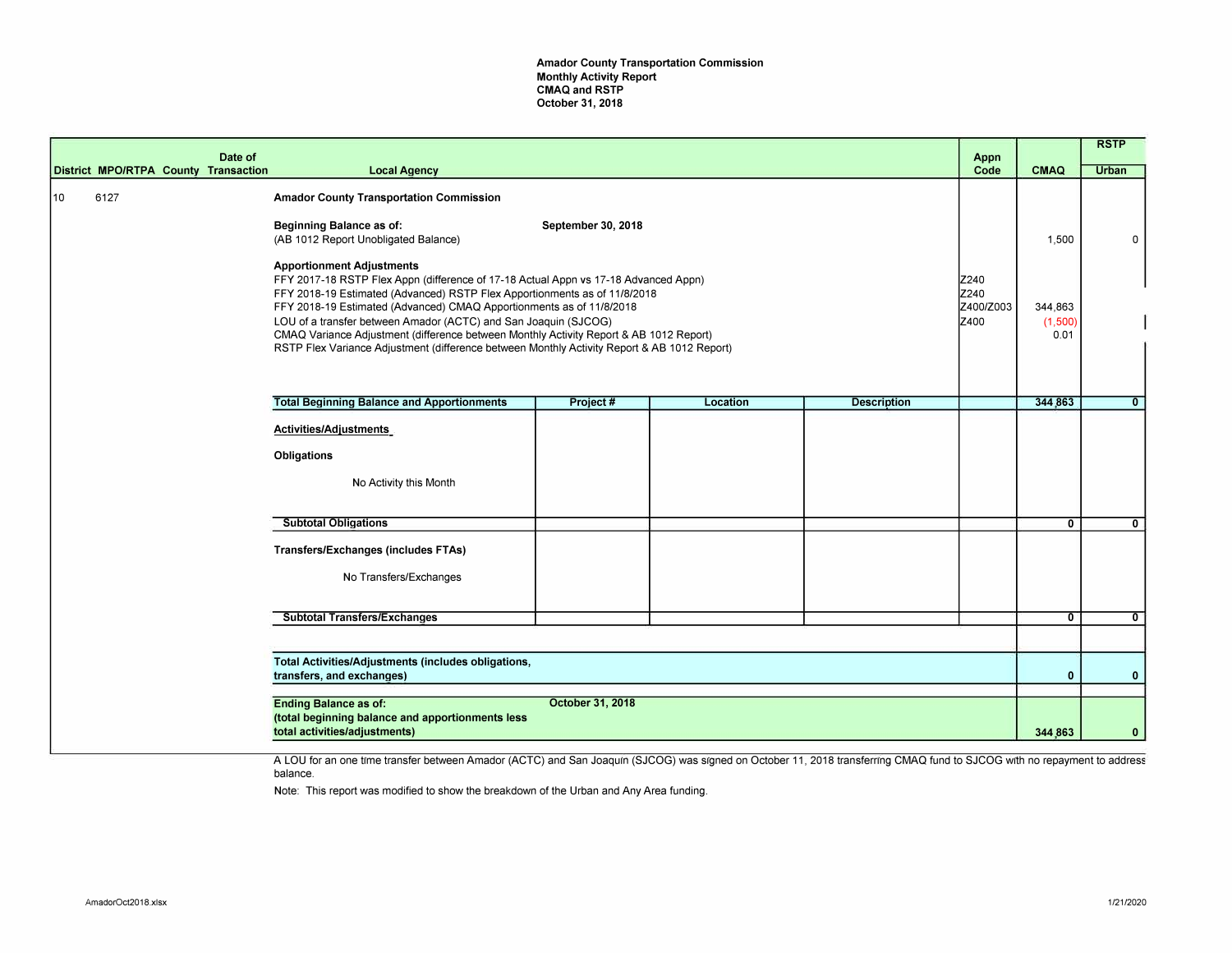**Amador County Transportation Commission**
**Monthly Activity Report**
**CMAQ and RSTP**
**October 31, 2018**

| District | MPO/RTPA | County | Date of Transaction | Local Agency | Project # | Location | Description | Appn Code | CMAQ | RSTP Urban |
|---|---|---|---|---|---|---|---|---|---|---|
| 10 | 6127 | | | **Amador County Transportation Commission** | | | | | | |
| | | | | **Beginning Balance as of:** September 30, 2018 (AB 1012 Report Unobligated Balance) | | | | | 1,500 | 0 |
| | | | | **Apportionment Adjustments** | | | | | | |
| | | | | FFY 2017-18 RSTP Flex Appn (difference of 17-18 Actual Appn vs 17-18 Advanced Appn) | | | | Z240 | | |
| | | | | FFY 2018-19 Estimated (Advanced) RSTP Flex Apportionments as of 11/8/2018 | | | | Z240 | | |
| | | | | FFY 2018-19 Estimated (Advanced) CMAQ Apportionments as of 11/8/2018 | | | | Z400/Z003 | 344,863 | |
| | | | | LOU of a transfer between Amador (ACTC) and San Joaquin (SJCOG) | | | | Z400 | (1,500) | |
| | | | | CMAQ Variance Adjustment (difference between Monthly Activity Report & AB 1012 Report) | | | | | 0.01 | |
| | | | | RSTP Flex Variance Adjustment (difference between Monthly Activity Report & AB 1012 Report) | | | | | | |
| | | | | **Total Beginning Balance and Apportionments** | **Project #** | **Location** | **Description** | | **344,863** | **0** |
| | | | | **Activities/Adjustments** | | | | | | |
| | | | | **Obligations** | | | | | | |
| | | | | No Activity this Month | | | | | | |
| | | | | **Subtotal Obligations** | | | | | **0** | **0** |
| | | | | **Transfers/Exchanges (includes FTAs)** | | | | | | |
| | | | | No Transfers/Exchanges | | | | | | |
| | | | | **Subtotal Transfers/Exchanges** | | | | | **0** | **0** |
| | | | | **Total Activities/Adjustments (includes obligations, transfers, and exchanges)** | | | | | **0** | **0** |
| | | | | **Ending Balance as of:** October 31, 2018 **(total beginning balance and apportionments less total activities/adjustments)** | | | | | **344,863** | **0** |

A LOU for an one time transfer between Amador (ACTC) and San Joaquin (SJCOG) was signed on October 11, 2018 transferring CMAQ fund to SJCOG with no repayment to address balance.

Note: This report was modified to show the breakdown of the Urban and Any Area funding.

AmadorOct2018.xlsx

1/21/2020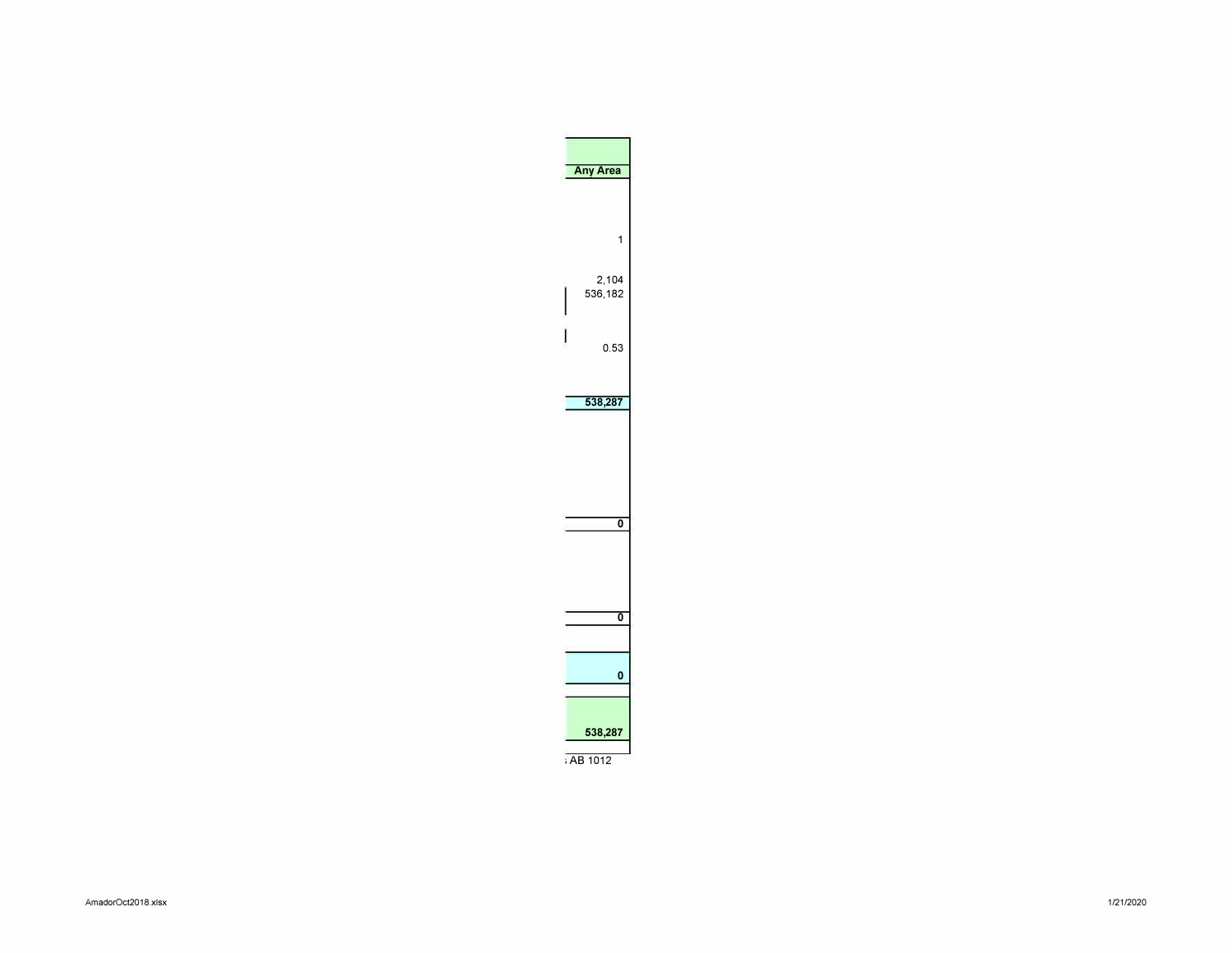| Any Area |
| --- |
| |
| 1 |
| |
| 2,104 |
| 536,182 |
| |
| 0.53 |
| |
| **538,287** |
| |
| **0** |
| |
| **0** |
| |
| **0** |
| |
| **538,287** |

; AB 1012

AmadorOct2018.xlsx

1/21/2020